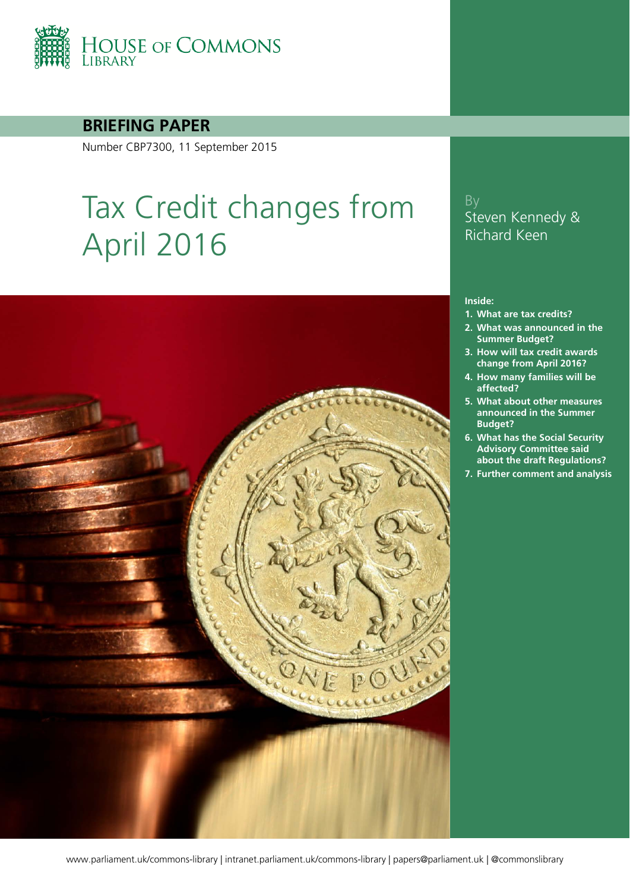HOUSE OF COMMONS LIBRARY

**BRIEFING PAPER**

Number CBP7300, 11 September 2015

# Tax Credit changes from April 2016

By Steven Kennedy & Richard Keen

**Inside:**

1. What are tax credits?
2. What was announced in the Summer Budget?
3. How will tax credit awards change from April 2016?
4. How many families will be affected?
5. What about other measures announced in the Summer Budget?
6. What has the Social Security Advisory Committee said about the draft Regulations?
7. Further comment and analysis

www.parliament.uk/commons-library | intranet.parliament.uk/commons-library | papers@parliament.uk | @commonslibrary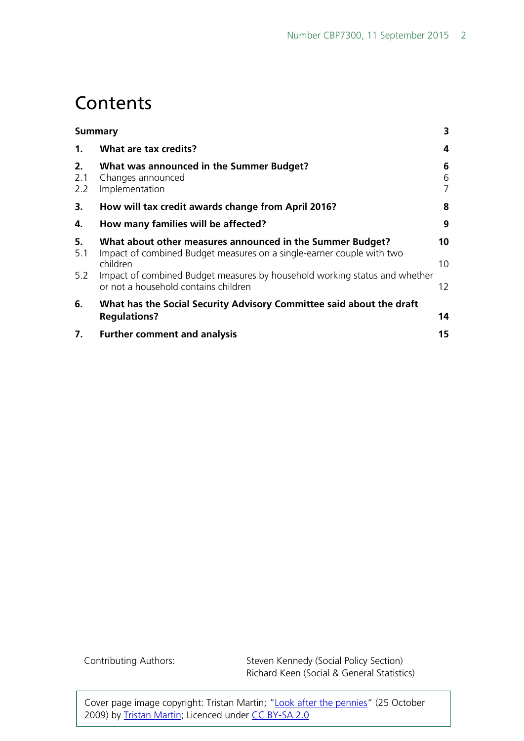# Contents

| | | |
|---|---|---|
| **Summary** | | **3** |
| **1.** | **What are tax credits?** | **4** |
| **2.** | **What was announced in the Summer Budget?** | **6** |
| 2.1 | Changes announced | 6 |
| 2.2 | Implementation | 7 |
| **3.** | **How will tax credit awards change from April 2016?** | **8** |
| **4.** | **How many families will be affected?** | **9** |
| **5.** | **What about other measures announced in the Summer Budget?** | **10** |
| 5.1 | Impact of combined Budget measures on a single-earner couple with two children | 10 |
| 5.2 | Impact of combined Budget measures by household working status and whether or not a household contains children | 12 |
| **6.** | **What has the Social Security Advisory Committee said about the draft Regulations?** | **14** |
| **7.** | **Further comment and analysis** | **15** |

Contributing Authors: Steven Kennedy (Social Policy Section)
Richard Keen (Social & General Statistics)

Cover page image copyright: Tristan Martin; "Look after the pennies" (25 October 2009) by Tristan Martin; Licenced under CC BY-SA 2.0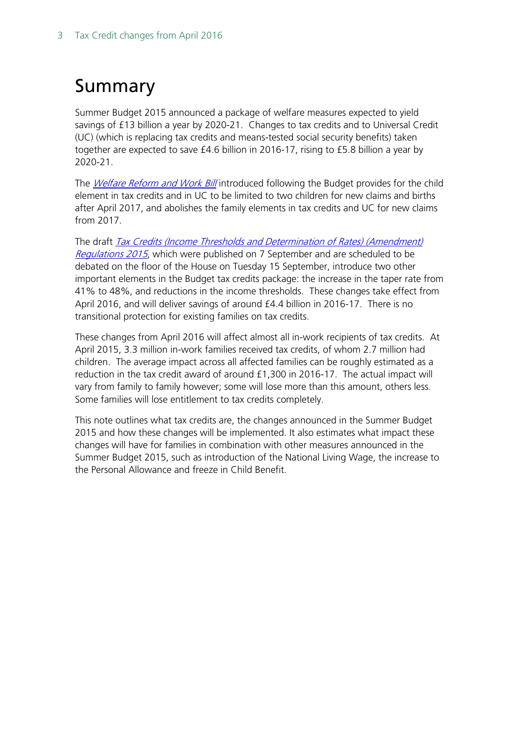# Summary

Summer Budget 2015 announced a package of welfare measures expected to yield savings of £13 billion a year by 2020-21. Changes to tax credits and to Universal Credit (UC) (which is replacing tax credits and means-tested social security benefits) taken together are expected to save £4.6 billion in 2016-17, rising to £5.8 billion a year by 2020-21.

The *Welfare Reform and Work Bill* introduced following the Budget provides for the child element in tax credits and in UC to be limited to two children for new claims and births after April 2017, and abolishes the family elements in tax credits and UC for new claims from 2017.

The draft *Tax Credits (Income Thresholds and Determination of Rates) (Amendment) Regulations 2015*, which were published on 7 September and are scheduled to be debated on the floor of the House on Tuesday 15 September, introduce two other important elements in the Budget tax credits package: the increase in the taper rate from 41% to 48%, and reductions in the income thresholds. These changes take effect from April 2016, and will deliver savings of around £4.4 billion in 2016-17. There is no transitional protection for existing families on tax credits.

These changes from April 2016 will affect almost all in-work recipients of tax credits. At April 2015, 3.3 million in-work families received tax credits, of whom 2.7 million had children. The average impact across all affected families can be roughly estimated as a reduction in the tax credit award of around £1,300 in 2016-17. The actual impact will vary from family to family however; some will lose more than this amount, others less. Some families will lose entitlement to tax credits completely.

This note outlines what tax credits are, the changes announced in the Summer Budget 2015 and how these changes will be implemented. It also estimates what impact these changes will have for families in combination with other measures announced in the Summer Budget 2015, such as introduction of the National Living Wage, the increase to the Personal Allowance and freeze in Child Benefit.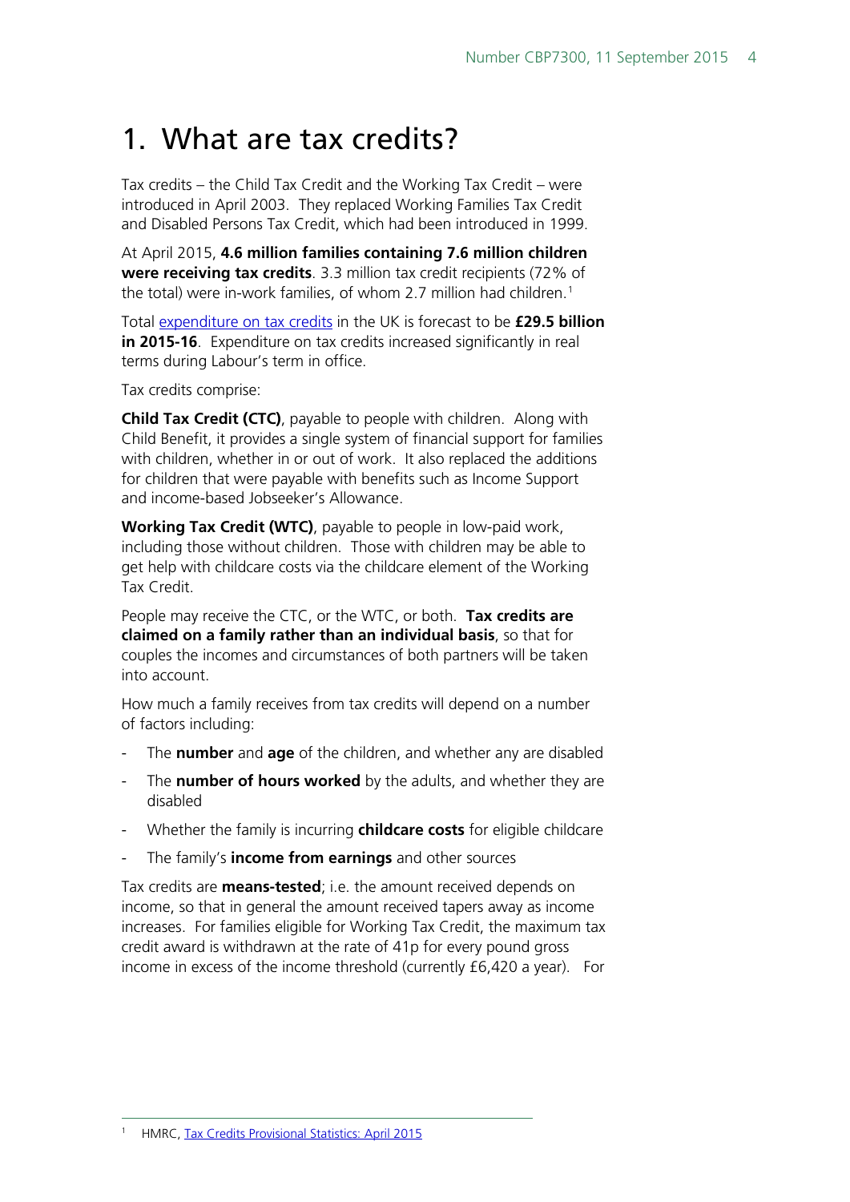# 1. What are tax credits?

Tax credits – the Child Tax Credit and the Working Tax Credit – were introduced in April 2003. They replaced Working Families Tax Credit and Disabled Persons Tax Credit, which had been introduced in 1999.

At April 2015, **4.6 million families containing 7.6 million children were receiving tax credits**. 3.3 million tax credit recipients (72% of the total) were in-work families, of whom 2.7 million had children.[1]

Total expenditure on tax credits in the UK is forecast to be **£29.5 billion in 2015-16**. Expenditure on tax credits increased significantly in real terms during Labour's term in office.

Tax credits comprise:

**Child Tax Credit (CTC)**, payable to people with children. Along with Child Benefit, it provides a single system of financial support for families with children, whether in or out of work. It also replaced the additions for children that were payable with benefits such as Income Support and income-based Jobseeker's Allowance.

**Working Tax Credit (WTC)**, payable to people in low-paid work, including those without children. Those with children may be able to get help with childcare costs via the childcare element of the Working Tax Credit.

People may receive the CTC, or the WTC, or both. **Tax credits are claimed on a family rather than an individual basis**, so that for couples the incomes and circumstances of both partners will be taken into account.

How much a family receives from tax credits will depend on a number of factors including:

- The **number** and **age** of the children, and whether any are disabled
- The **number of hours worked** by the adults, and whether they are disabled
- Whether the family is incurring **childcare costs** for eligible childcare
- The family's **income from earnings** and other sources

Tax credits are **means-tested**; i.e. the amount received depends on income, so that in general the amount received tapers away as income increases. For families eligible for Working Tax Credit, the maximum tax credit award is withdrawn at the rate of 41p for every pound gross income in excess of the income threshold (currently £6,420 a year). For

[1] HMRC, Tax Credits Provisional Statistics: April 2015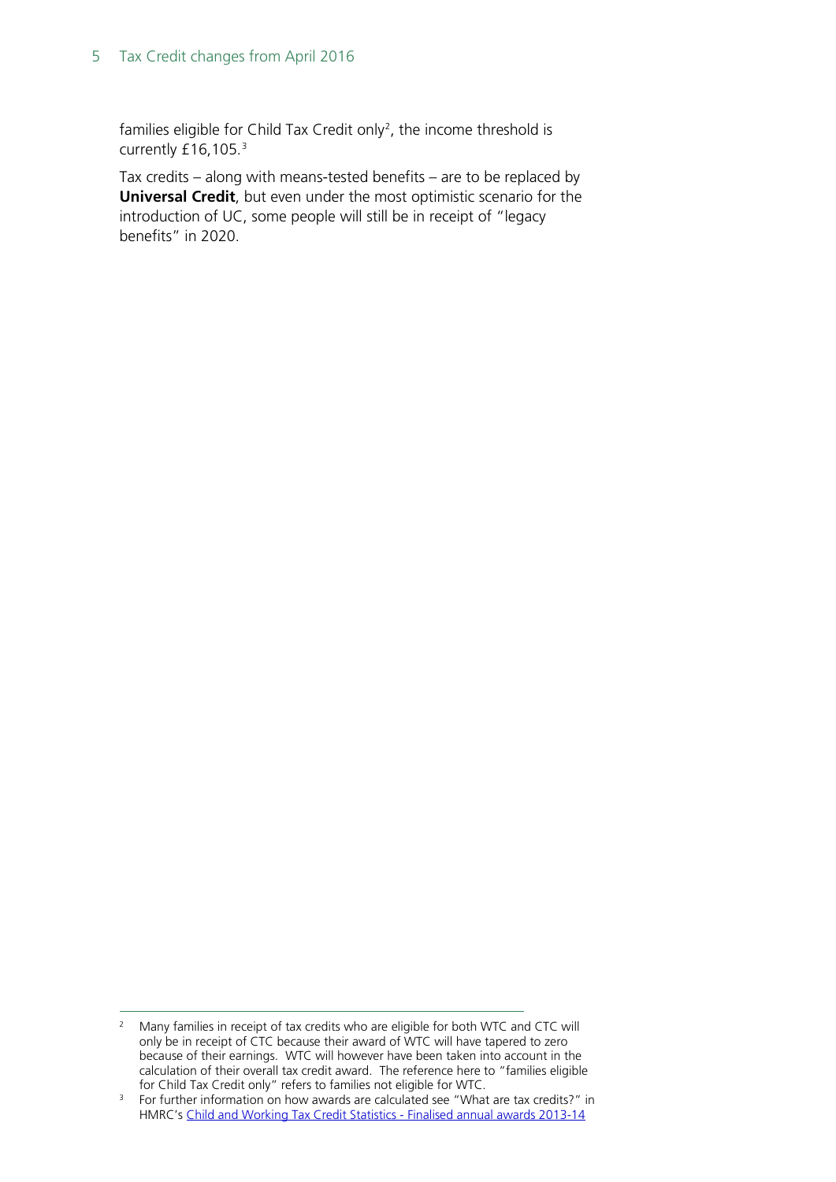families eligible for Child Tax Credit only[2], the income threshold is currently £16,105.[3]

Tax credits – along with means-tested benefits – are to be replaced by **Universal Credit**, but even under the most optimistic scenario for the introduction of UC, some people will still be in receipt of "legacy benefits" in 2020.

---

[2] Many families in receipt of tax credits who are eligible for both WTC and CTC will only be in receipt of CTC because their award of WTC will have tapered to zero because of their earnings. WTC will however have been taken into account in the calculation of their overall tax credit award. The reference here to "families eligible for Child Tax Credit only" refers to families not eligible for WTC.

[3] For further information on how awards are calculated see "What are tax credits?" in HMRC's Child and Working Tax Credit Statistics - Finalised annual awards 2013-14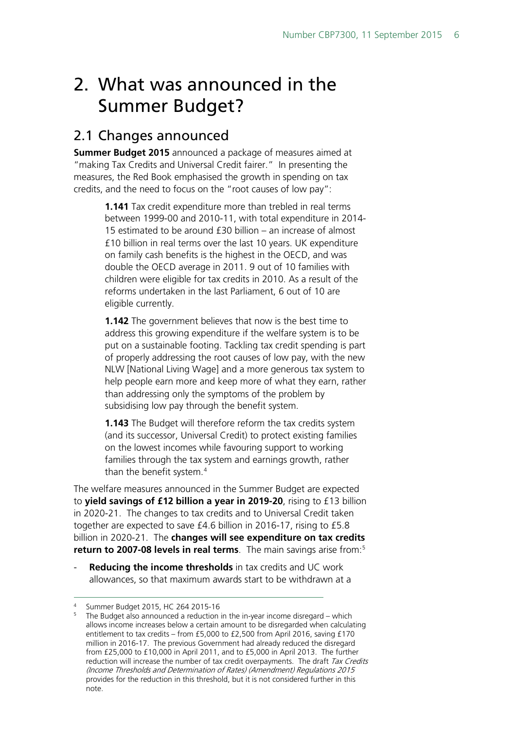# 2. What was announced in the Summer Budget?

## 2.1 Changes announced

**Summer Budget 2015** announced a package of measures aimed at "making Tax Credits and Universal Credit fairer." In presenting the measures, the Red Book emphasised the growth in spending on tax credits, and the need to focus on the "root causes of low pay":

> **1.141** Tax credit expenditure more than trebled in real terms between 1999-00 and 2010-11, with total expenditure in 2014-15 estimated to be around £30 billion – an increase of almost £10 billion in real terms over the last 10 years. UK expenditure on family cash benefits is the highest in the OECD, and was double the OECD average in 2011. 9 out of 10 families with children were eligible for tax credits in 2010. As a result of the reforms undertaken in the last Parliament, 6 out of 10 are eligible currently.
>
> **1.142** The government believes that now is the best time to address this growing expenditure if the welfare system is to be put on a sustainable footing. Tackling tax credit spending is part of properly addressing the root causes of low pay, with the new NLW [National Living Wage] and a more generous tax system to help people earn more and keep more of what they earn, rather than addressing only the symptoms of the problem by subsidising low pay through the benefit system.
>
> **1.143** The Budget will therefore reform the tax credits system (and its successor, Universal Credit) to protect existing families on the lowest incomes while favouring support to working families through the tax system and earnings growth, rather than the benefit system.[4]

The welfare measures announced in the Summer Budget are expected to **yield savings of £12 billion a year in 2019-20**, rising to £13 billion in 2020-21. The changes to tax credits and to Universal Credit taken together are expected to save £4.6 billion in 2016-17, rising to £5.8 billion in 2020-21. The **changes will see expenditure on tax credits return to 2007-08 levels in real terms**. The main savings arise from:[5]

- **Reducing the income thresholds** in tax credits and UC work allowances, so that maximum awards start to be withdrawn at a

---

[4] Summer Budget 2015, HC 264 2015-16

[5] The Budget also announced a reduction in the in-year income disregard – which allows income increases below a certain amount to be disregarded when calculating entitlement to tax credits – from £5,000 to £2,500 from April 2016, saving £170 million in 2016-17. The previous Government had already reduced the disregard from £25,000 to £10,000 in April 2011, and to £5,000 in April 2013. The further reduction will increase the number of tax credit overpayments. The draft *Tax Credits (Income Thresholds and Determination of Rates) (Amendment) Regulations 2015* provides for the reduction in this threshold, but it is not considered further in this note.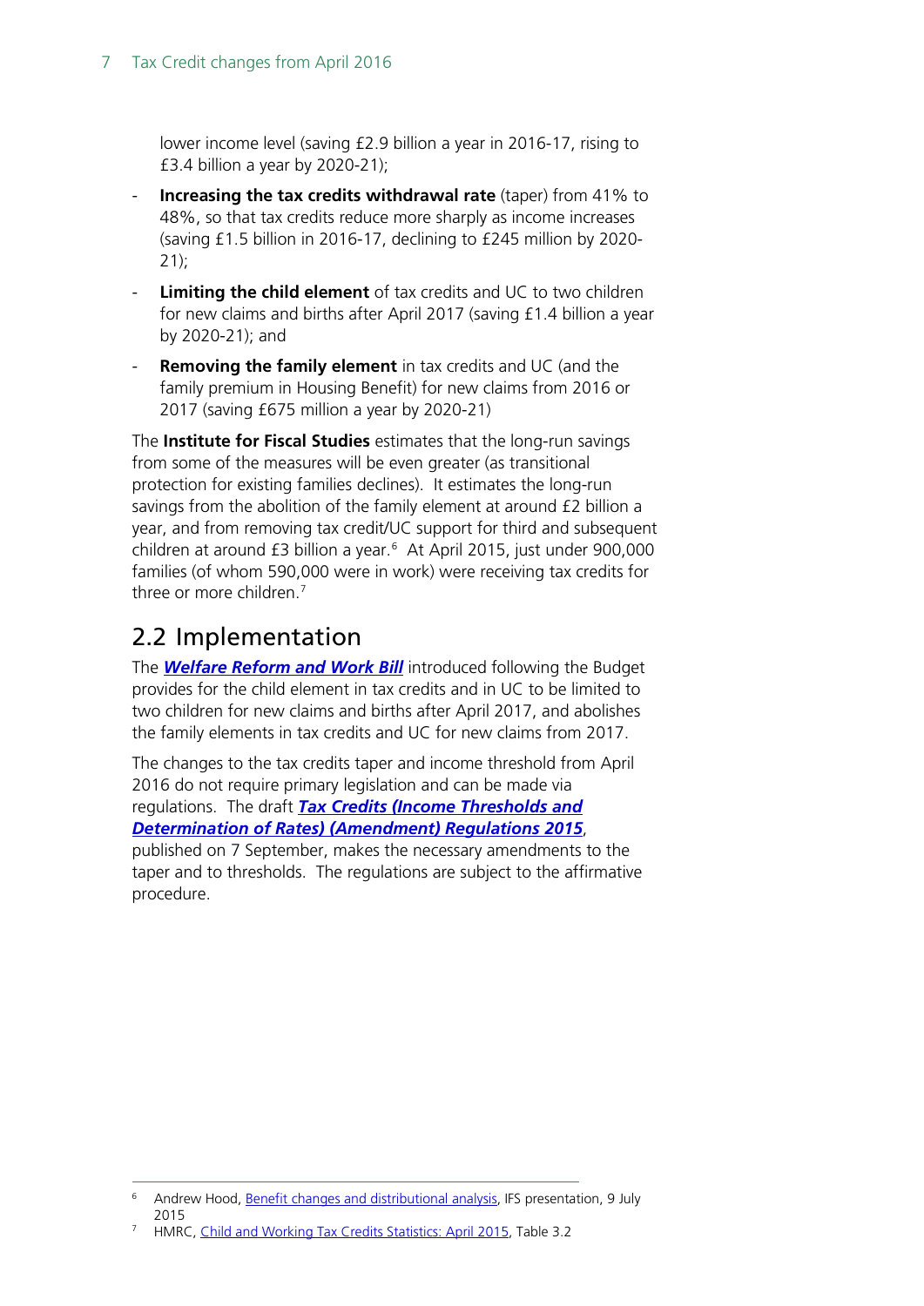lower income level (saving £2.9 billion a year in 2016-17, rising to £3.4 billion a year by 2020-21);

- **Increasing the tax credits withdrawal rate** (taper) from 41% to 48%, so that tax credits reduce more sharply as income increases (saving £1.5 billion in 2016-17, declining to £245 million by 2020-21);
- **Limiting the child element** of tax credits and UC to two children for new claims and births after April 2017 (saving £1.4 billion a year by 2020-21); and
- **Removing the family element** in tax credits and UC (and the family premium in Housing Benefit) for new claims from 2016 or 2017 (saving £675 million a year by 2020-21)

The **Institute for Fiscal Studies** estimates that the long-run savings from some of the measures will be even greater (as transitional protection for existing families declines). It estimates the long-run savings from the abolition of the family element at around £2 billion a year, and from removing tax credit/UC support for third and subsequent children at around £3 billion a year.[6] At April 2015, just under 900,000 families (of whom 590,000 were in work) were receiving tax credits for three or more children.[7]

## 2.2 Implementation

The ***Welfare Reform and Work Bill*** introduced following the Budget provides for the child element in tax credits and in UC to be limited to two children for new claims and births after April 2017, and abolishes the family elements in tax credits and UC for new claims from 2017.

The changes to the tax credits taper and income threshold from April 2016 do not require primary legislation and can be made via regulations. The draft ***Tax Credits (Income Thresholds and Determination of Rates) (Amendment) Regulations 2015***, published on 7 September, makes the necessary amendments to the taper and to thresholds. The regulations are subject to the affirmative procedure.

---

[6] Andrew Hood, Benefit changes and distributional analysis, IFS presentation, 9 July 2015

[7] HMRC, Child and Working Tax Credits Statistics: April 2015, Table 3.2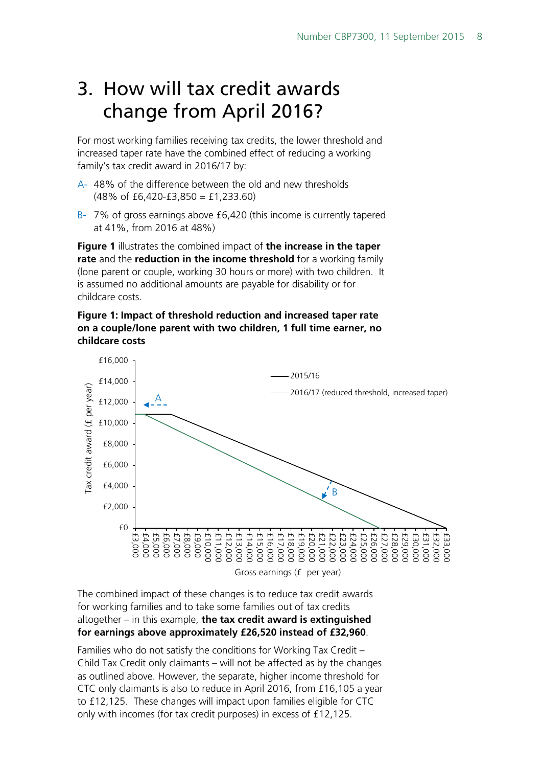# 3. How will tax credit awards change from April 2016?

For most working families receiving tax credits, the lower threshold and increased taper rate have the combined effect of reducing a working family's tax credit award in 2016/17 by:

A- 48% of the difference between the old and new thresholds (48% of £6,420-£3,850 = £1,233.60)

B- 7% of gross earnings above £6,420 (this income is currently tapered at 41%, from 2016 at 48%)

**Figure 1** illustrates the combined impact of **the increase in the taper rate** and the **reduction in the income threshold** for a working family (lone parent or couple, working 30 hours or more) with two children. It is assumed no additional amounts are payable for disability or for childcare costs.

**Figure 1: Impact of threshold reduction and increased taper rate on a couple/lone parent with two children, 1 full time earner, no childcare costs**

The combined impact of these changes is to reduce tax credit awards for working families and to take some families out of tax credits altogether – in this example, **the tax credit award is extinguished for earnings above approximately £26,520 instead of £32,960**.

Families who do not satisfy the conditions for Working Tax Credit – Child Tax Credit only claimants – will not be affected as by the changes as outlined above. However, the separate, higher income threshold for CTC only claimants is also to reduce in April 2016, from £16,105 a year to £12,125. These changes will impact upon families eligible for CTC only with incomes (for tax credit purposes) in excess of £12,125.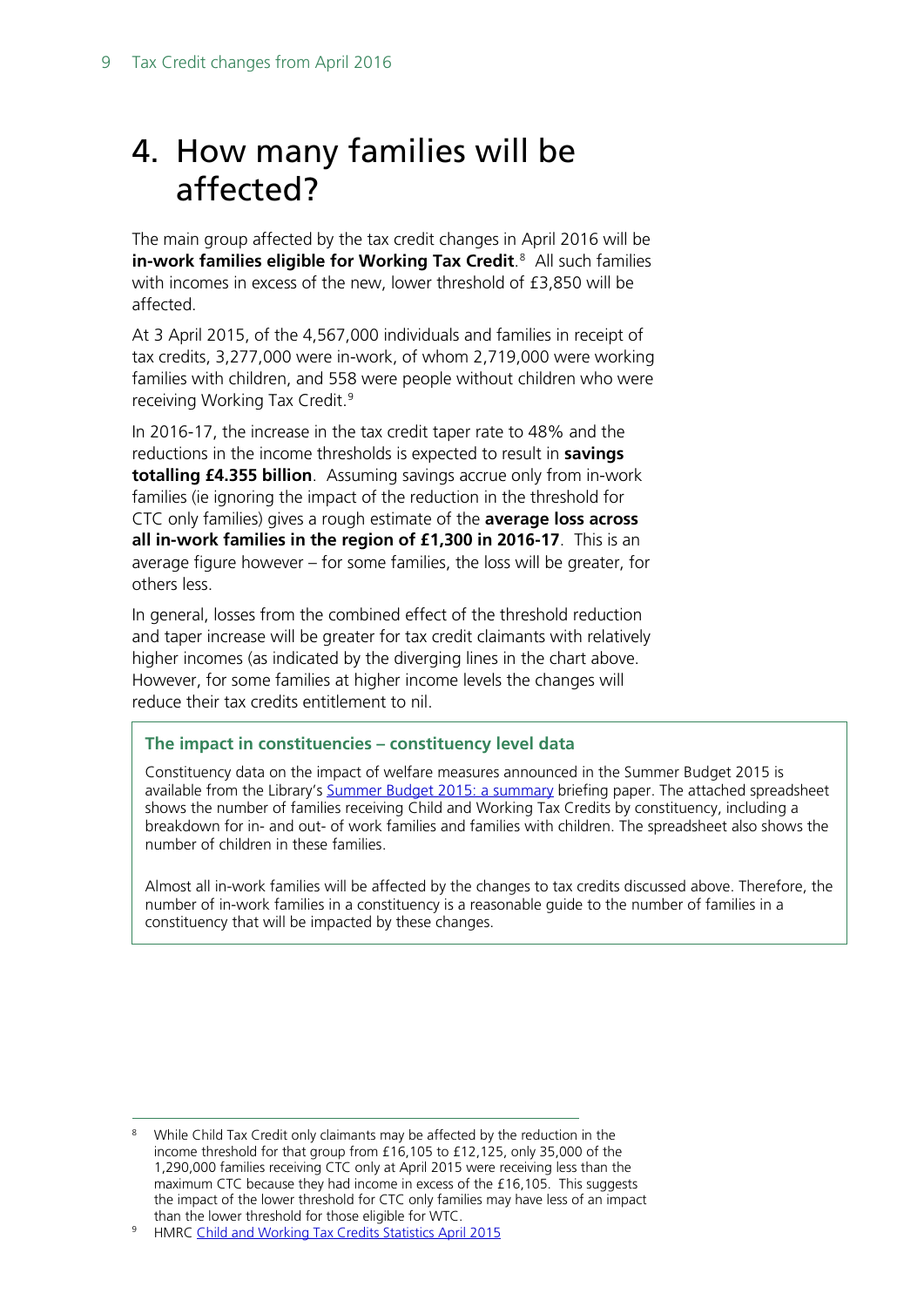# 4. How many families will be affected?

The main group affected by the tax credit changes in April 2016 will be **in-work families eligible for Working Tax Credit**.[8] All such families with incomes in excess of the new, lower threshold of £3,850 will be affected.

At 3 April 2015, of the 4,567,000 individuals and families in receipt of tax credits, 3,277,000 were in-work, of whom 2,719,000 were working families with children, and 558 were people without children who were receiving Working Tax Credit.[9]

In 2016-17, the increase in the tax credit taper rate to 48% and the reductions in the income thresholds is expected to result in **savings totalling £4.355 billion**. Assuming savings accrue only from in-work families (ie ignoring the impact of the reduction in the threshold for CTC only families) gives a rough estimate of the **average loss across all in-work families in the region of £1,300 in 2016-17**. This is an average figure however – for some families, the loss will be greater, for others less.

In general, losses from the combined effect of the threshold reduction and taper increase will be greater for tax credit claimants with relatively higher incomes (as indicated by the diverging lines in the chart above. However, for some families at higher income levels the changes will reduce their tax credits entitlement to nil.

### The impact in constituencies – constituency level data

Constituency data on the impact of welfare measures announced in the Summer Budget 2015 is available from the Library's [Summer Budget 2015: a summary]() briefing paper. The attached spreadsheet shows the number of families receiving Child and Working Tax Credits by constituency, including a breakdown for in- and out- of work families and families with children. The spreadsheet also shows the number of children in these families.

Almost all in-work families will be affected by the changes to tax credits discussed above. Therefore, the number of in-work families in a constituency is a reasonable guide to the number of families in a constituency that will be impacted by these changes.

---

[8] While Child Tax Credit only claimants may be affected by the reduction in the income threshold for that group from £16,105 to £12,125, only 35,000 of the 1,290,000 families receiving CTC only at April 2015 were receiving less than the maximum CTC because they had income in excess of the £16,105. This suggests the impact of the lower threshold for CTC only families may have less of an impact than the lower threshold for those eligible for WTC.

[9] HMRC [Child and Working Tax Credits Statistics April 2015]()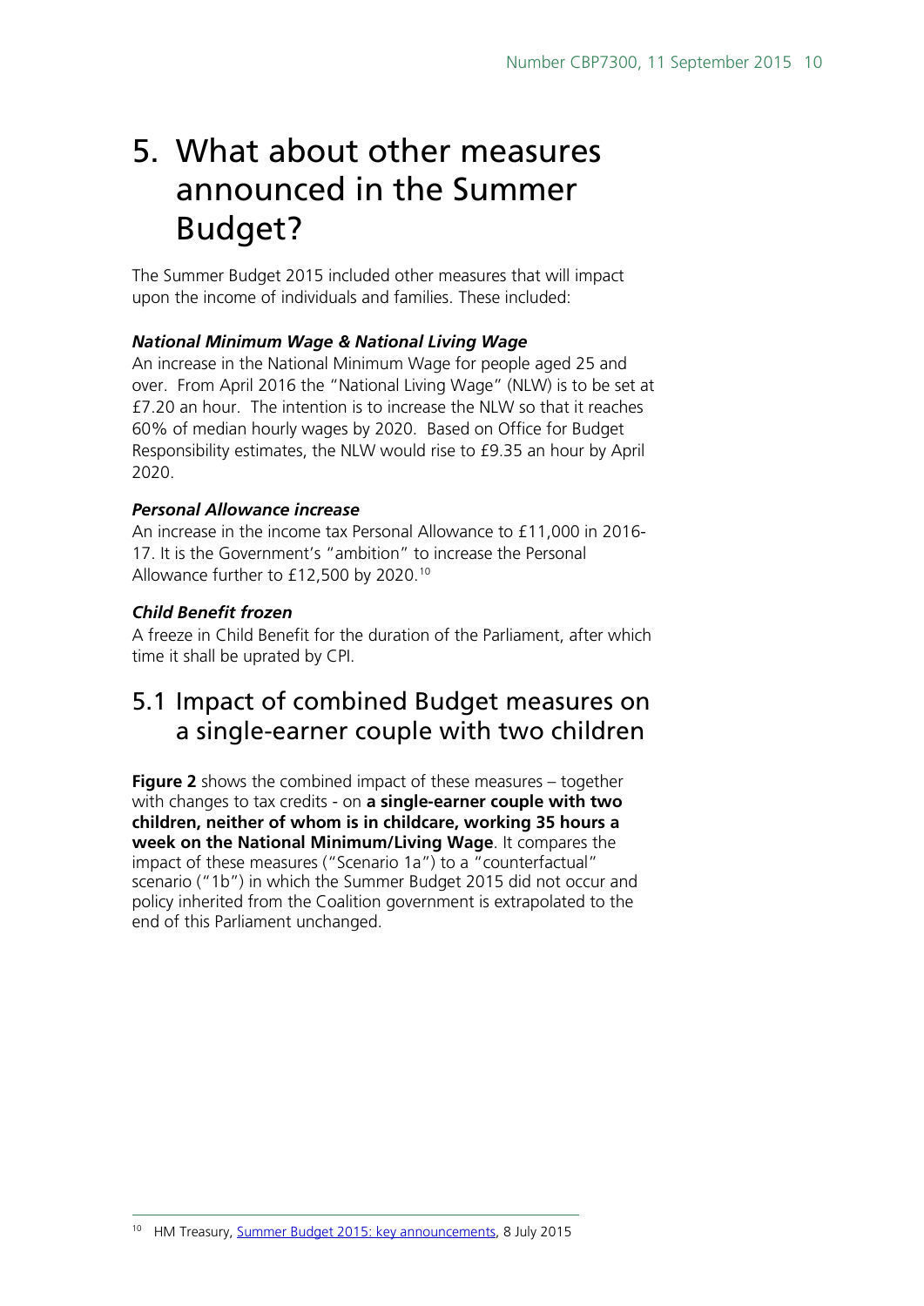# 5. What about other measures announced in the Summer Budget?

The Summer Budget 2015 included other measures that will impact upon the income of individuals and families. These included:

***National Minimum Wage & National Living Wage***

An increase in the National Minimum Wage for people aged 25 and over. From April 2016 the "National Living Wage" (NLW) is to be set at £7.20 an hour. The intention is to increase the NLW so that it reaches 60% of median hourly wages by 2020. Based on Office for Budget Responsibility estimates, the NLW would rise to £9.35 an hour by April 2020.

***Personal Allowance increase***

An increase in the income tax Personal Allowance to £11,000 in 2016-17. It is the Government's "ambition" to increase the Personal Allowance further to £12,500 by 2020.[10]

***Child Benefit frozen***

A freeze in Child Benefit for the duration of the Parliament, after which time it shall be uprated by CPI.

## 5.1 Impact of combined Budget measures on a single-earner couple with two children

**Figure 2** shows the combined impact of these measures – together with changes to tax credits - on **a single-earner couple with two children, neither of whom is in childcare, working 35 hours a week on the National Minimum/Living Wage**. It compares the impact of these measures ("Scenario 1a") to a "counterfactual" scenario ("1b") in which the Summer Budget 2015 did not occur and policy inherited from the Coalition government is extrapolated to the end of this Parliament unchanged.

[10] HM Treasury, Summer Budget 2015: key announcements, 8 July 2015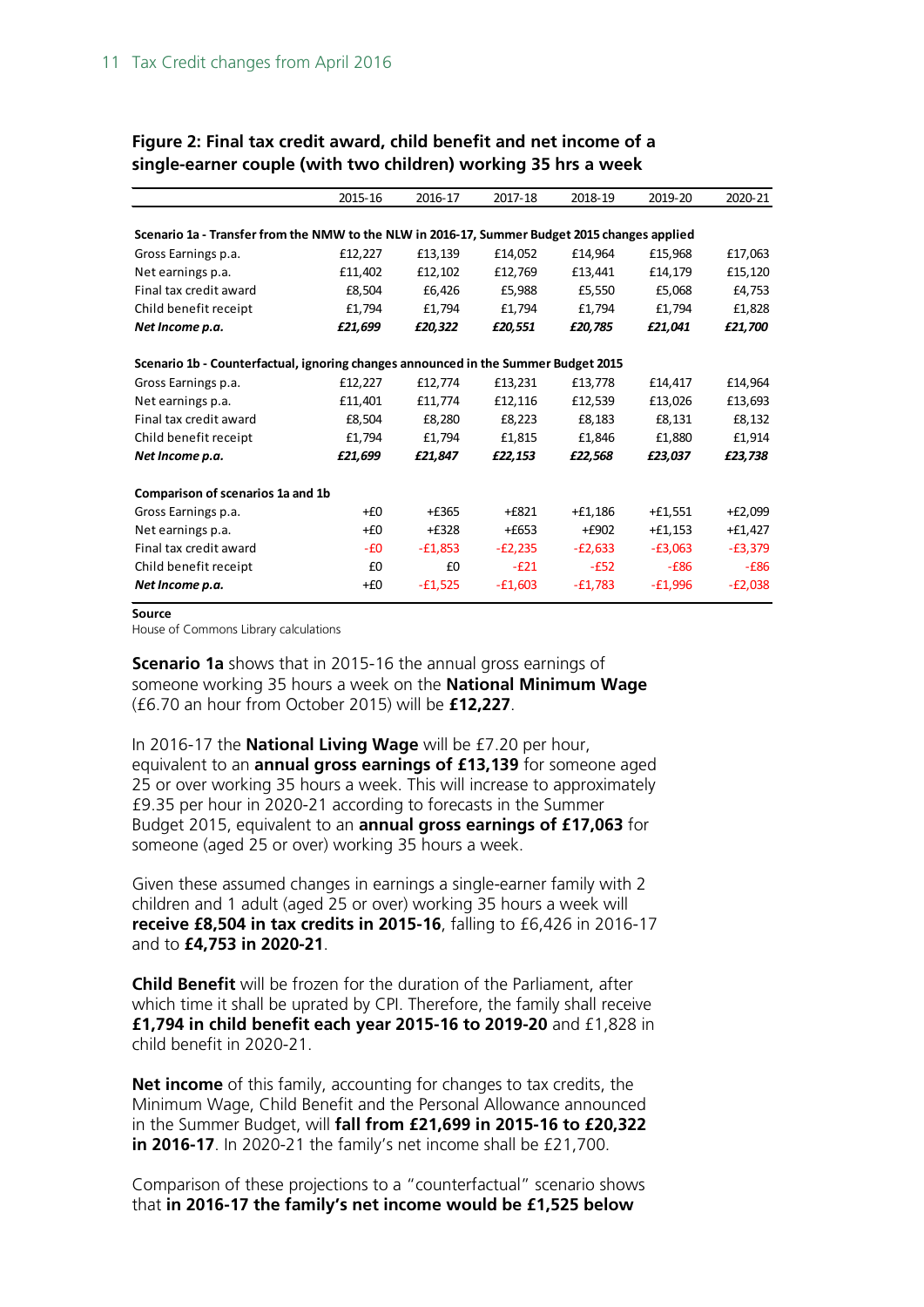**Figure 2: Final tax credit award, child benefit and net income of a single-earner couple (with two children) working 35 hrs a week**

| | 2015-16 | 2016-17 | 2017-18 | 2018-19 | 2019-20 | 2020-21 |
|---|---|---|---|---|---|---|
| **Scenario 1a - Transfer from the NMW to the NLW in 2016-17, Summer Budget 2015 changes applied** | | | | | | |
| Gross Earnings p.a. | £12,227 | £13,139 | £14,052 | £14,964 | £15,968 | £17,063 |
| Net earnings p.a. | £11,402 | £12,102 | £12,769 | £13,441 | £14,179 | £15,120 |
| Final tax credit award | £8,504 | £6,426 | £5,988 | £5,550 | £5,068 | £4,753 |
| Child benefit receipt | £1,794 | £1,794 | £1,794 | £1,794 | £1,794 | £1,828 |
| ***Net Income p.a.*** | ***£21,699*** | ***£20,322*** | ***£20,551*** | ***£20,785*** | ***£21,041*** | ***£21,700*** |
| **Scenario 1b - Counterfactual, ignoring changes announced in the Summer Budget 2015** | | | | | | |
| Gross Earnings p.a. | £12,227 | £12,774 | £13,231 | £13,778 | £14,417 | £14,964 |
| Net earnings p.a. | £11,401 | £11,774 | £12,116 | £12,539 | £13,026 | £13,693 |
| Final tax credit award | £8,504 | £8,280 | £8,223 | £8,183 | £8,131 | £8,132 |
| Child benefit receipt | £1,794 | £1,794 | £1,815 | £1,846 | £1,880 | £1,914 |
| ***Net Income p.a.*** | ***£21,699*** | ***£21,847*** | ***£22,153*** | ***£22,568*** | ***£23,037*** | ***£23,738*** |
| **Comparison of scenarios 1a and 1b** | | | | | | |
| Gross Earnings p.a. | +£0 | +£365 | +£821 | +£1,186 | +£1,551 | +£2,099 |
| Net earnings p.a. | +£0 | +£328 | +£653 | +£902 | +£1,153 | +£1,427 |
| Final tax credit award | -£0 | -£1,853 | -£2,235 | -£2,633 | -£3,063 | -£3,379 |
| Child benefit receipt | £0 | £0 | -£21 | -£52 | -£86 | -£86 |
| ***Net Income p.a.*** | ***+£0*** | ***-£1,525*** | ***-£1,603*** | ***-£1,783*** | ***-£1,996*** | ***-£2,038*** |

**Source**
House of Commons Library calculations

**Scenario 1a** shows that in 2015-16 the annual gross earnings of someone working 35 hours a week on the **National Minimum Wage** (£6.70 an hour from October 2015) will be **£12,227**.

In 2016-17 the **National Living Wage** will be £7.20 per hour, equivalent to an **annual gross earnings of £13,139** for someone aged 25 or over working 35 hours a week. This will increase to approximately £9.35 per hour in 2020-21 according to forecasts in the Summer Budget 2015, equivalent to an **annual gross earnings of £17,063** for someone (aged 25 or over) working 35 hours a week.

Given these assumed changes in earnings a single-earner family with 2 children and 1 adult (aged 25 or over) working 35 hours a week will **receive £8,504 in tax credits in 2015-16**, falling to £6,426 in 2016-17 and to **£4,753 in 2020-21**.

**Child Benefit** will be frozen for the duration of the Parliament, after which time it shall be uprated by CPI. Therefore, the family shall receive **£1,794 in child benefit each year 2015-16 to 2019-20** and £1,828 in child benefit in 2020-21.

**Net income** of this family, accounting for changes to tax credits, the Minimum Wage, Child Benefit and the Personal Allowance announced in the Summer Budget, will **fall from £21,699 in 2015-16 to £20,322 in 2016-17**. In 2020-21 the family's net income shall be £21,700.

Comparison of these projections to a "counterfactual" scenario shows that **in 2016-17 the family's net income would be £1,525 below**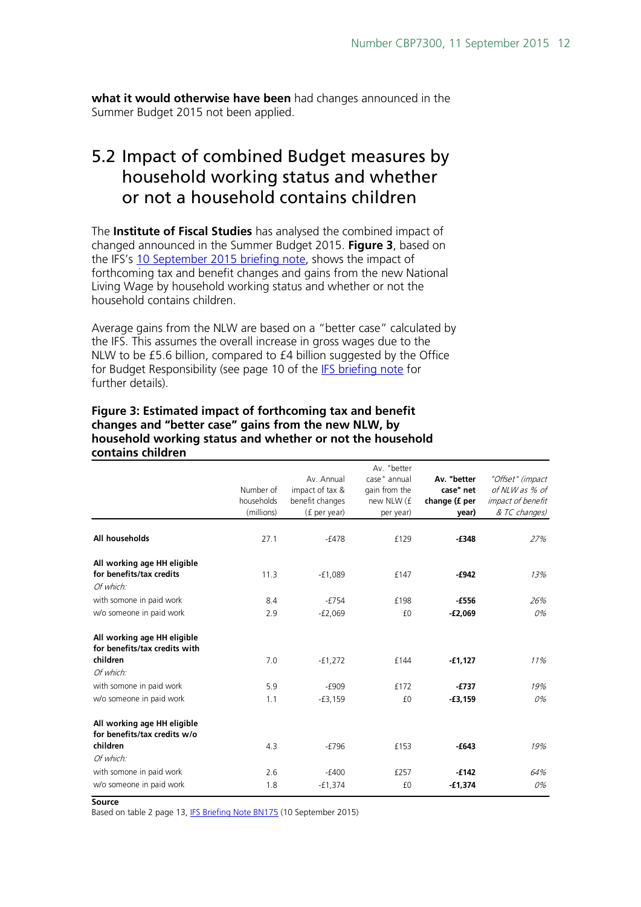**what it would otherwise have been** had changes announced in the Summer Budget 2015 not been applied.

## 5.2 Impact of combined Budget measures by household working status and whether or not a household contains children

The **Institute of Fiscal Studies** has analysed the combined impact of changed announced in the Summer Budget 2015. **Figure 3**, based on the IFS's 10 September 2015 briefing note, shows the impact of forthcoming tax and benefit changes and gains from the new National Living Wage by household working status and whether or not the household contains children.

Average gains from the NLW are based on a "better case" calculated by the IFS. This assumes the overall increase in gross wages due to the NLW to be £5.6 billion, compared to £4 billion suggested by the Office for Budget Responsibility (see page 10 of the IFS briefing note for further details).

**Figure 3: Estimated impact of forthcoming tax and benefit changes and "better case" gains from the new NLW, by household working status and whether or not the household contains children**

| | Number of households (millions) | Av. Annual impact of tax & benefit changes (£ per year) | Av. "better case" annual gain from the new NLW (£ per year) | **Av. "better case" net change (£ per year)** | *"Offset" (impact of NLW as % of impact of benefit & TC changes)* |
|---|---|---|---|---|---|
| **All households** | 27.1 | -£478 | £129 | **-£348** | *27%* |
| **All working age HH eligible for benefits/tax credits** | 11.3 | -£1,089 | £147 | **-£942** | *13%* |
| *Of which:* | | | | | |
| with somone in paid work | 8.4 | -£754 | £198 | **-£556** | *26%* |
| w/o someone in paid work | 2.9 | -£2,069 | £0 | **-£2,069** | *0%* |
| **All working age HH eligible for benefits/tax credits with children** | 7.0 | -£1,272 | £144 | **-£1,127** | *11%* |
| *Of which:* | | | | | |
| with somone in paid work | 5.9 | -£909 | £172 | **-£737** | *19%* |
| w/o someone in paid work | 1.1 | -£3,159 | £0 | **-£3,159** | *0%* |
| **All working age HH eligible for benefits/tax credits w/o children** | 4.3 | -£796 | £153 | **-£643** | *19%* |
| *Of which:* | | | | | |
| with somone in paid work | 2.6 | -£400 | £257 | **-£142** | *64%* |
| w/o someone in paid work | 1.8 | -£1,374 | £0 | **-£1,374** | *0%* |

**Source**
Based on table 2 page 13, IFS Briefing Note BN175 (10 September 2015)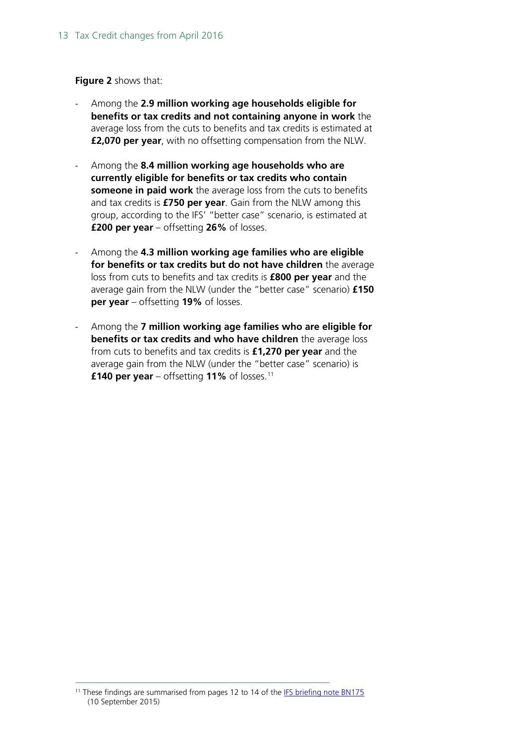**Figure 2** shows that:

- Among the **2.9 million working age households eligible for benefits or tax credits and not containing anyone in work** the average loss from the cuts to benefits and tax credits is estimated at **£2,070 per year**, with no offsetting compensation from the NLW.

- Among the **8.4 million working age households who are currently eligible for benefits or tax credits who contain someone in paid work** the average loss from the cuts to benefits and tax credits is **£750 per year**. Gain from the NLW among this group, according to the IFS' "better case" scenario, is estimated at **£200 per year** – offsetting **26%** of losses.

- Among the **4.3 million working age families who are eligible for benefits or tax credits but do not have children** the average loss from cuts to benefits and tax credits is **£800 per year** and the average gain from the NLW (under the "better case" scenario) **£150 per year** – offsetting **19%** of losses.

- Among the **7 million working age families who are eligible for benefits or tax credits and who have children** the average loss from cuts to benefits and tax credits is **£1,270 per year** and the average gain from the NLW (under the "better case" scenario) is **£140 per year** – offsetting **11%** of losses.[11]

[11] These findings are summarised from pages 12 to 14 of the IFS briefing note BN175 (10 September 2015)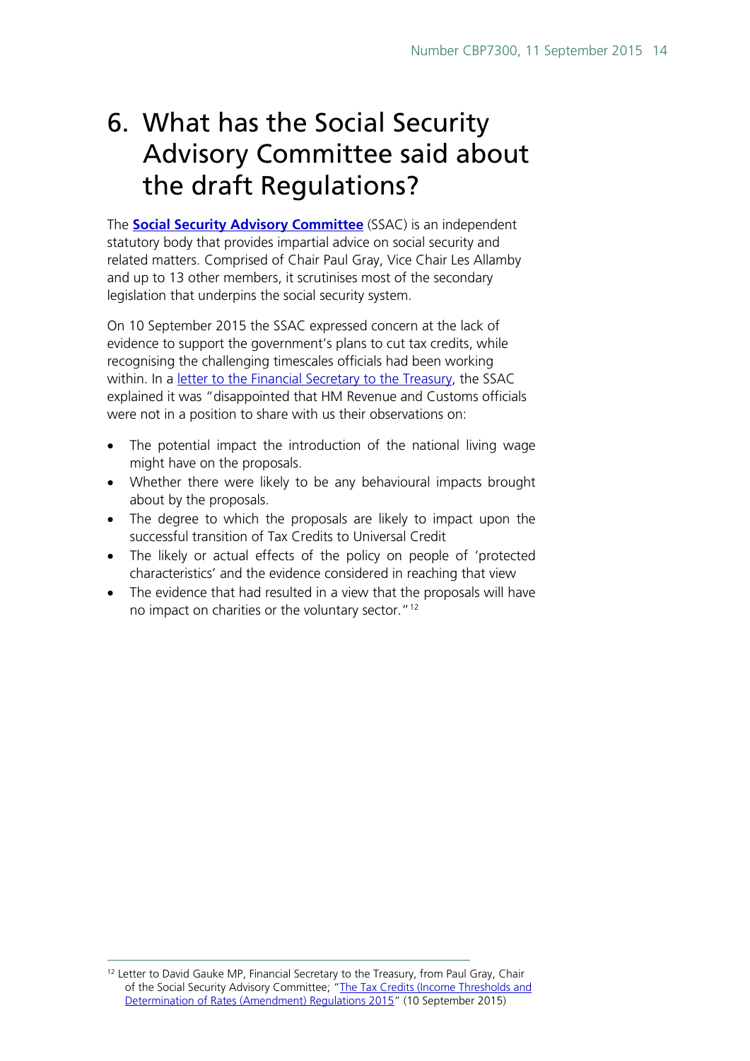# 6. What has the Social Security Advisory Committee said about the draft Regulations?

The **Social Security Advisory Committee** (SSAC) is an independent statutory body that provides impartial advice on social security and related matters. Comprised of Chair Paul Gray, Vice Chair Les Allamby and up to 13 other members, it scrutinises most of the secondary legislation that underpins the social security system.

On 10 September 2015 the SSAC expressed concern at the lack of evidence to support the government's plans to cut tax credits, while recognising the challenging timescales officials had been working within. In a letter to the Financial Secretary to the Treasury, the SSAC explained it was "disappointed that HM Revenue and Customs officials were not in a position to share with us their observations on:

- The potential impact the introduction of the national living wage might have on the proposals.
- Whether there were likely to be any behavioural impacts brought about by the proposals.
- The degree to which the proposals are likely to impact upon the successful transition of Tax Credits to Universal Credit
- The likely or actual effects of the policy on people of 'protected characteristics' and the evidence considered in reaching that view
- The evidence that had resulted in a view that the proposals will have no impact on charities or the voluntary sector."[12]

---

[12] Letter to David Gauke MP, Financial Secretary to the Treasury, from Paul Gray, Chair of the Social Security Advisory Committee; "The Tax Credits (Income Thresholds and Determination of Rates (Amendment) Regulations 2015" (10 September 2015)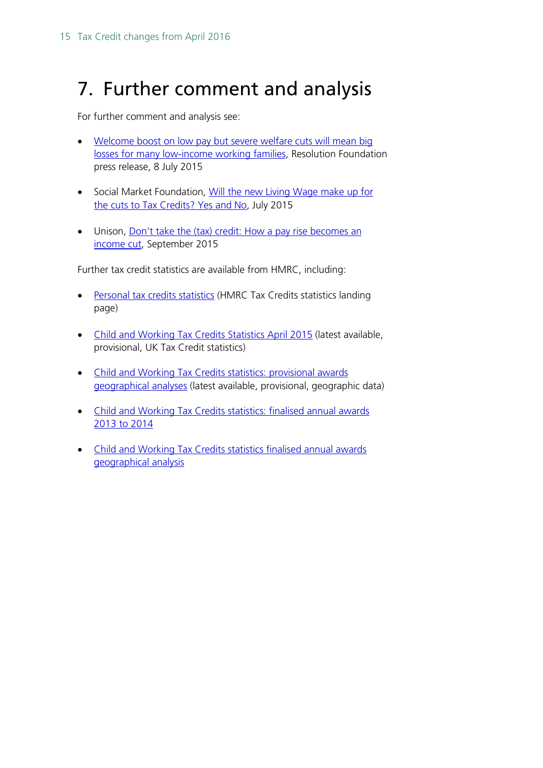# 7. Further comment and analysis

For further comment and analysis see:

- Welcome boost on low pay but severe welfare cuts will mean big losses for many low-income working families, Resolution Foundation press release, 8 July 2015
- Social Market Foundation, Will the new Living Wage make up for the cuts to Tax Credits? Yes and No, July 2015
- Unison, Don't take the (tax) credit: How a pay rise becomes an income cut, September 2015

Further tax credit statistics are available from HMRC, including:

- Personal tax credits statistics (HMRC Tax Credits statistics landing page)
- Child and Working Tax Credits Statistics April 2015 (latest available, provisional, UK Tax Credit statistics)
- Child and Working Tax Credits statistics: provisional awards geographical analyses (latest available, provisional, geographic data)
- Child and Working Tax Credits statistics: finalised annual awards 2013 to 2014
- Child and Working Tax Credits statistics finalised annual awards geographical analysis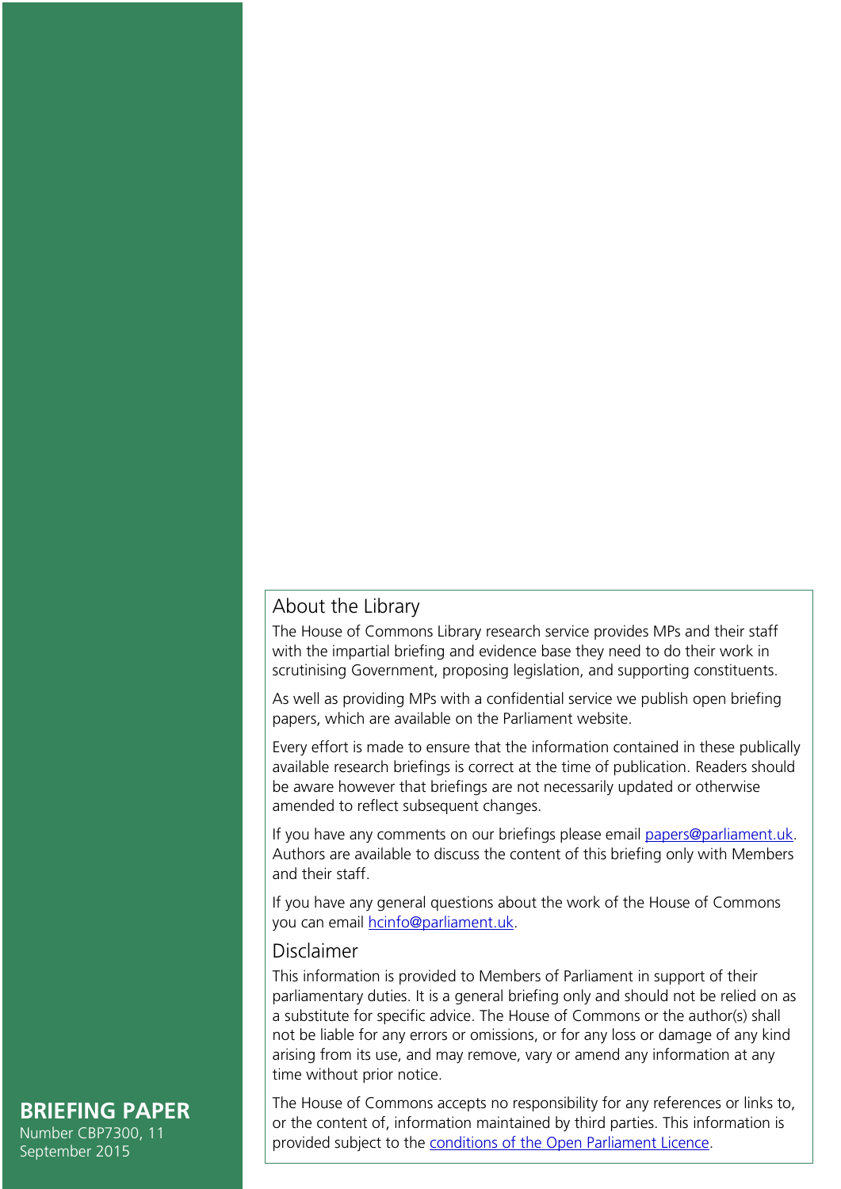## About the Library

The House of Commons Library research service provides MPs and their staff with the impartial briefing and evidence base they need to do their work in scrutinising Government, proposing legislation, and supporting constituents.

As well as providing MPs with a confidential service we publish open briefing papers, which are available on the Parliament website.

Every effort is made to ensure that the information contained in these publically available research briefings is correct at the time of publication. Readers should be aware however that briefings are not necessarily updated or otherwise amended to reflect subsequent changes.

If you have any comments on our briefings please email papers@parliament.uk. Authors are available to discuss the content of this briefing only with Members and their staff.

If you have any general questions about the work of the House of Commons you can email hcinfo@parliament.uk.

## Disclaimer

This information is provided to Members of Parliament in support of their parliamentary duties. It is a general briefing only and should not be relied on as a substitute for specific advice. The House of Commons or the author(s) shall not be liable for any errors or omissions, or for any loss or damage of any kind arising from its use, and may remove, vary or amend any information at any time without prior notice.

The House of Commons accepts no responsibility for any references or links to, or the content of, information maintained by third parties. This information is provided subject to the conditions of the Open Parliament Licence.

**BRIEFING PAPER**

Number CBP7300, 11 September 2015